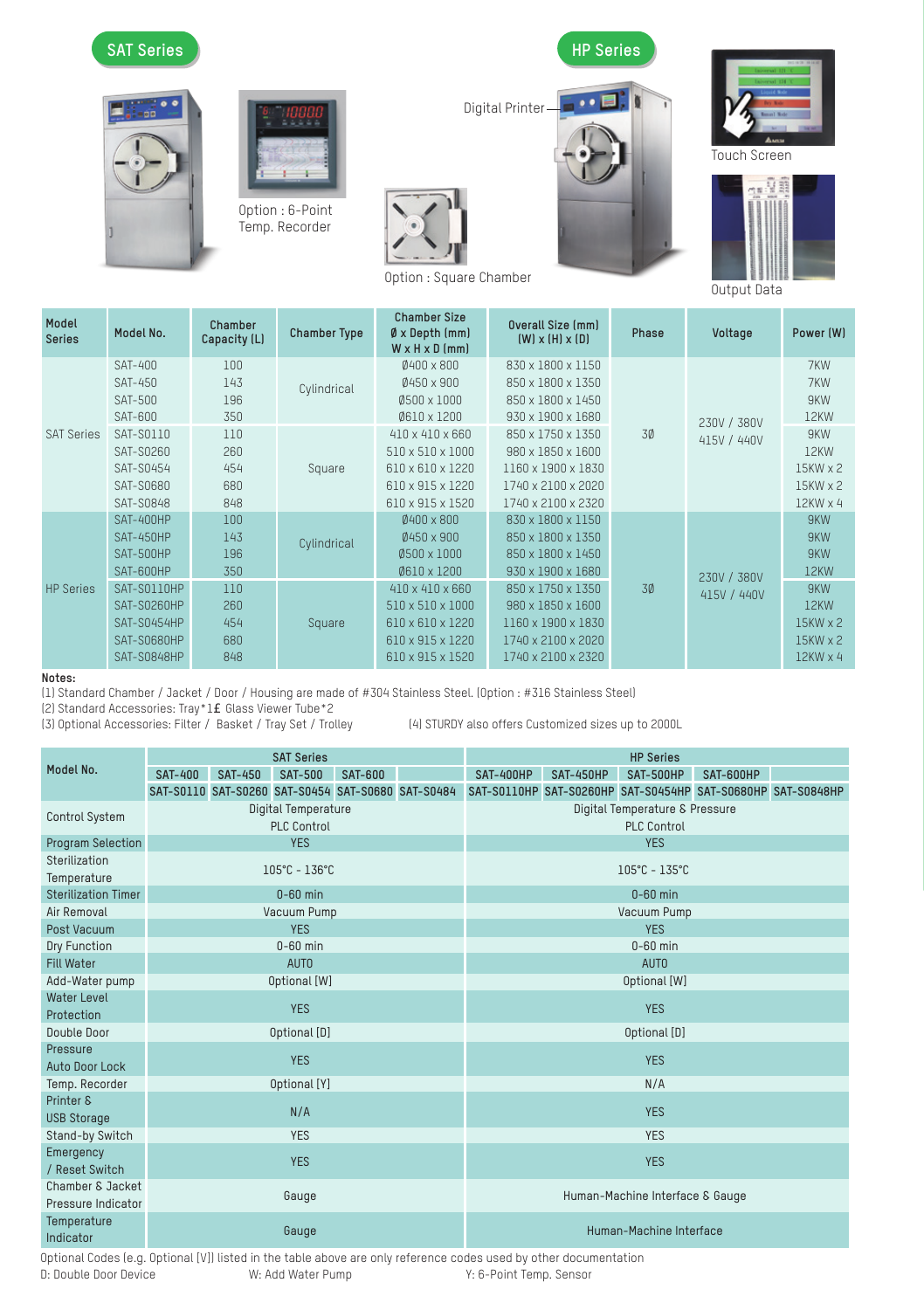## SAT Series

Option : 6-Point Temp. Recorder

## HP Series

Digital Printer

Touch Screen

Option : Square Chamber

Output Data

| Model Series | Model No. | Chamber Capacity (L) | Chamber Type | Chamber Size Ø x Depth (mm) W x H x D (mm) | Overall Size (mm) (W) x (H) x (D) | Phase | Voltage | Power (W) |
|---|---|---|---|---|---|---|---|---|
| SAT Series | SAT-400 | 100 | Cylindrical | Ø400 x 800 | 830 x 1800 x 1150 | 3Ø | 230V / 380V 415V / 440V | 7KW |
| | SAT-450 | 143 | | Ø450 x 900 | 850 x 1800 x 1350 | | | 7KW |
| | SAT-500 | 196 | | Ø500 x 1000 | 850 x 1800 x 1450 | | | 9KW |
| | SAT-600 | 350 | | Ø610 x 1200 | 930 x 1900 x 1680 | | | 12KW |
| | SAT-S0110 | 110 | Square | 410 x 410 x 660 | 850 x 1750 x 1350 | | | 9KW |
| | SAT-S0260 | 260 | | 510 x 510 x 1000 | 980 x 1850 x 1600 | | | 12KW |
| | SAT-S0454 | 454 | | 610 x 610 x 1220 | 1160 x 1900 x 1830 | | | 15KW x 2 |
| | SAT-S0680 | 680 | | 610 x 915 x 1220 | 1740 x 2100 x 2020 | | | 15KW x 2 |
| | SAT-S0848 | 848 | | 610 x 915 x 1520 | 1740 x 2100 x 2320 | | | 12KW x 4 |
| HP Series | SAT-400HP | 100 | Cylindrical | Ø400 x 800 | 830 x 1800 x 1150 | 3Ø | 230V / 380V 415V / 440V | 9KW |
| | SAT-450HP | 143 | | Ø450 x 900 | 850 x 1800 x 1350 | | | 9KW |
| | SAT-500HP | 196 | | Ø500 x 1000 | 850 x 1800 x 1450 | | | 9KW |
| | SAT-600HP | 350 | | Ø610 x 1200 | 930 x 1900 x 1680 | | | 12KW |
| | SAT-S0110HP | 110 | Square | 410 x 410 x 660 | 850 x 1750 x 1350 | | | 9KW |
| | SAT-S0260HP | 260 | | 510 x 510 x 1000 | 980 x 1850 x 1600 | | | 12KW |
| | SAT-S0454HP | 454 | | 610 x 610 x 1220 | 1160 x 1900 x 1830 | | | 15KW x 2 |
| | SAT-S0680HP | 680 | | 610 x 915 x 1220 | 1740 x 2100 x 2020 | | | 15KW x 2 |
| | SAT-S0848HP | 848 | | 610 x 915 x 1520 | 1740 x 2100 x 2320 | | | 12KW x 4 |

**Notes:**

(1) Standard Chamber / Jacket / Door / Housing are made of #304 Stainless Steel. (Option : #316 Stainless Steel)
(2) Standard Accessories: Tray*1 & Glass Viewer Tube*2
(3) Optional Accessories: Filter / Basket / Tray Set / Trolley
(4) STURDY also offers Customized sizes up to 2000L

| Model No. | SAT Series | | | | | HP Series | | | | |
|---|---|---|---|---|---|---|---|---|---|---|
| | SAT-400 | SAT-450 | SAT-500 | SAT-600 | | SAT-400HP | SAT-450HP | SAT-500HP | SAT-600HP | |
| | SAT-S0110 | SAT-S0260 | SAT-S0454 | SAT-S0680 | SAT-S0484 | SAT-S0110HP | SAT-S0260HP | SAT-S0454HP | SAT-S0680HP | SAT-S0848HP |
| Control System | Digital Temperature PLC Control | | | | | Digital Temperature & Pressure PLC Control | | | | |
| Program Selection | YES | | | | | YES | | | | |
| Sterilization Temperature | 105°C - 136°C | | | | | 105°C - 135°C | | | | |
| Sterilization Timer | 0-60 min | | | | | 0-60 min | | | | |
| Air Removal | Vacuum Pump | | | | | Vacuum Pump | | | | |
| Post Vacuum | YES | | | | | YES | | | | |
| Dry Function | 0-60 min | | | | | 0-60 min | | | | |
| Fill Water | AUTO | | | | | AUTO | | | | |
| Add-Water pump | Optional [W] | | | | | Optional [W] | | | | |
| Water Level Protection | YES | | | | | YES | | | | |
| Double Door | Optional [D] | | | | | Optional [D] | | | | |
| Pressure Auto Door Lock | YES | | | | | YES | | | | |
| Temp. Recorder | Optional [Y] | | | | | N/A | | | | |
| Printer & USB Storage | N/A | | | | | YES | | | | |
| Stand-by Switch | YES | | | | | YES | | | | |
| Emergency / Reset Switch | YES | | | | | YES | | | | |
| Chamber & Jacket Pressure Indicator | Gauge | | | | | Human-Machine Interface & Gauge | | | | |
| Temperature Indicator | Gauge | | | | | Human-Machine Interface | | | | |

Optional Codes (e.g. Optional [V]) listed in the table above are only reference codes used by other documentation

D: Double Door Device W: Add Water Pump Y: 6-Point Temp. Sensor